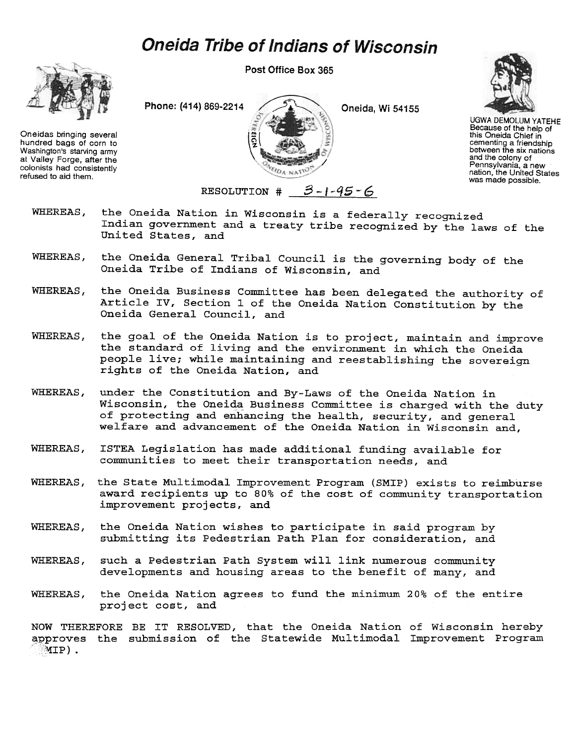# Oneida Tribe of Indians of Wisconsin

Post Office Box 365

Phone: (414) 869-2214

Oneida, Wi 54155

Oneidas bringing several hundred bags of corn to Washington's starving army at Valley Forge, after the colonists had consistently refused to aid them.

UGWA DEMOLUM YATEHE
Because of the help of this Oneida Chief in cementing a friendship between the six nations and the colony of Pennsylvania, a new nation, the United States was made possible.

RESOLUTION # 3-1-95-6

WHEREAS, the Oneida Nation in Wisconsin is a federally recognized Indian government and a treaty tribe recognized by the laws of the United States, and

WHEREAS, the Oneida General Tribal Council is the governing body of the Oneida Tribe of Indians of Wisconsin, and

WHEREAS, the Oneida Business Committee has been delegated the authority of Article IV, Section 1 of the Oneida Nation Constitution by the Oneida General Council, and

WHEREAS, the goal of the Oneida Nation is to project, maintain and improve the standard of living and the environment in which the Oneida people live; while maintaining and reestablishing the sovereign rights of the Oneida Nation, and

WHEREAS, under the Constitution and By-Laws of the Oneida Nation in Wisconsin, the Oneida Business Committee is charged with the duty of protecting and enhancing the health, security, and general welfare and advancement of the Oneida Nation in Wisconsin and,

WHEREAS, ISTEA Legislation has made additional funding available for communities to meet their transportation needs, and

WHEREAS, the State Multimodal Improvement Program (SMIP) exists to reimburse award recipients up to 80% of the cost of community transportation improvement projects, and

WHEREAS, the Oneida Nation wishes to participate in said program by submitting its Pedestrian Path Plan for consideration, and

WHEREAS, such a Pedestrian Path System will link numerous community developments and housing areas to the benefit of many, and

WHEREAS, the Oneida Nation agrees to fund the minimum 20% of the entire project cost, and

NOW THEREFORE BE IT RESOLVED, that the Oneida Nation of Wisconsin hereby approves the submission of the Statewide Multimodal Improvement Program (SMIP).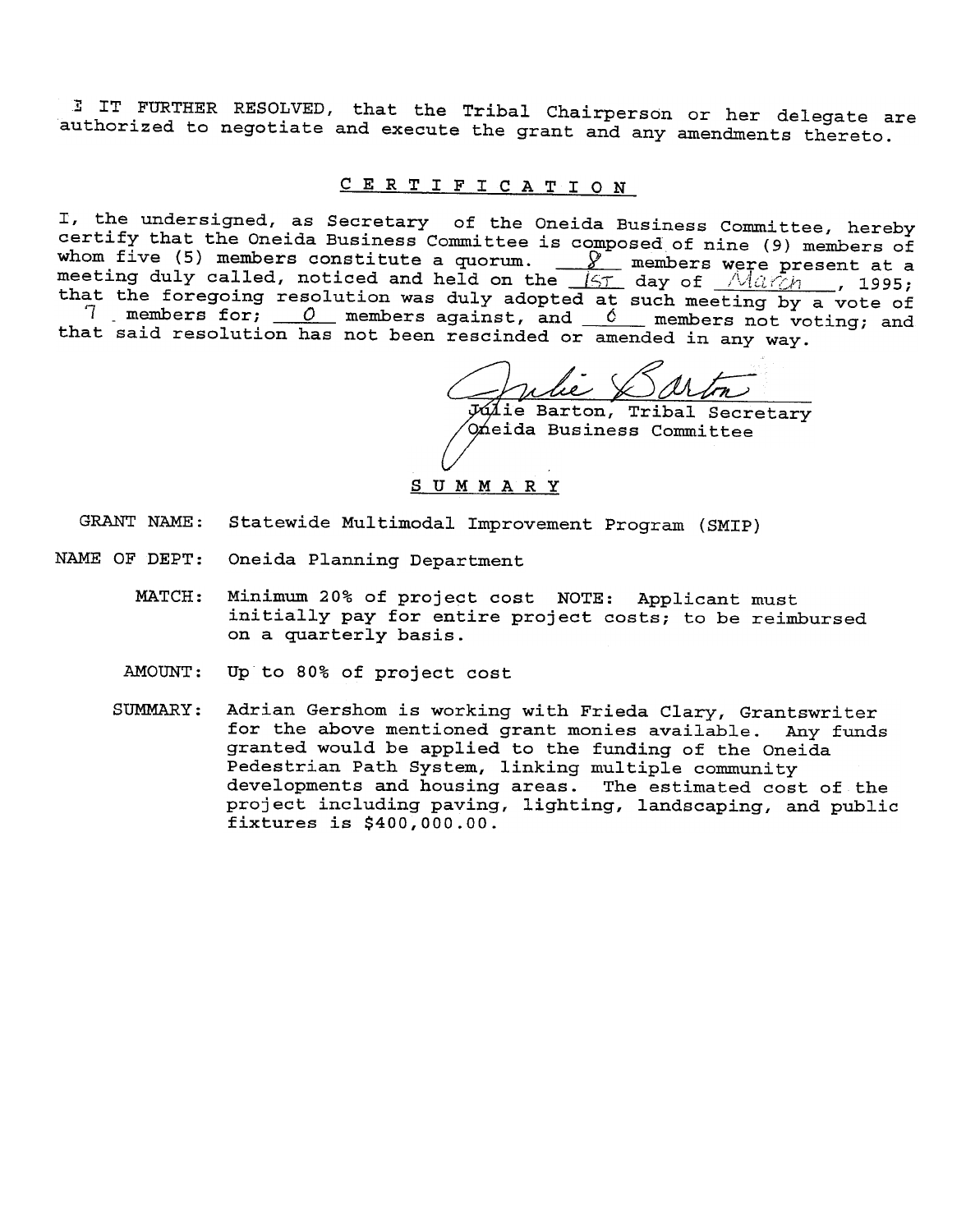E IT FURTHER RESOLVED, that the Tribal Chairperson or her delegate are authorized to negotiate and execute the grant and any amendments thereto.

## CERTIFICATION

I, the undersigned, as Secretary of the Oneida Business Committee, hereby certify that the Oneida Business Committee is composed of nine (9) members of whom five (5) members constitute a quorum. 8 members were present at a meeting duly called, noticed and held on the 1ST day of March, 1995; that the foregoing resolution was duly adopted at such meeting by a vote of 7 members for; 0 members against, and 0 members not voting; and that said resolution has not been rescinded or amended in any way.

Julie Barton, Tribal Secretary
Oneida Business Committee

## SUMMARY

GRANT NAME: Statewide Multimodal Improvement Program (SMIP)

NAME OF DEPT: Oneida Planning Department

MATCH: Minimum 20% of project cost NOTE: Applicant must initially pay for entire project costs; to be reimbursed on a quarterly basis.

AMOUNT: Up to 80% of project cost

SUMMARY: Adrian Gershom is working with Frieda Clary, Grantswriter for the above mentioned grant monies available. Any funds granted would be applied to the funding of the Oneida Pedestrian Path System, linking multiple community developments and housing areas. The estimated cost of the project including paving, lighting, landscaping, and public fixtures is $400,000.00.